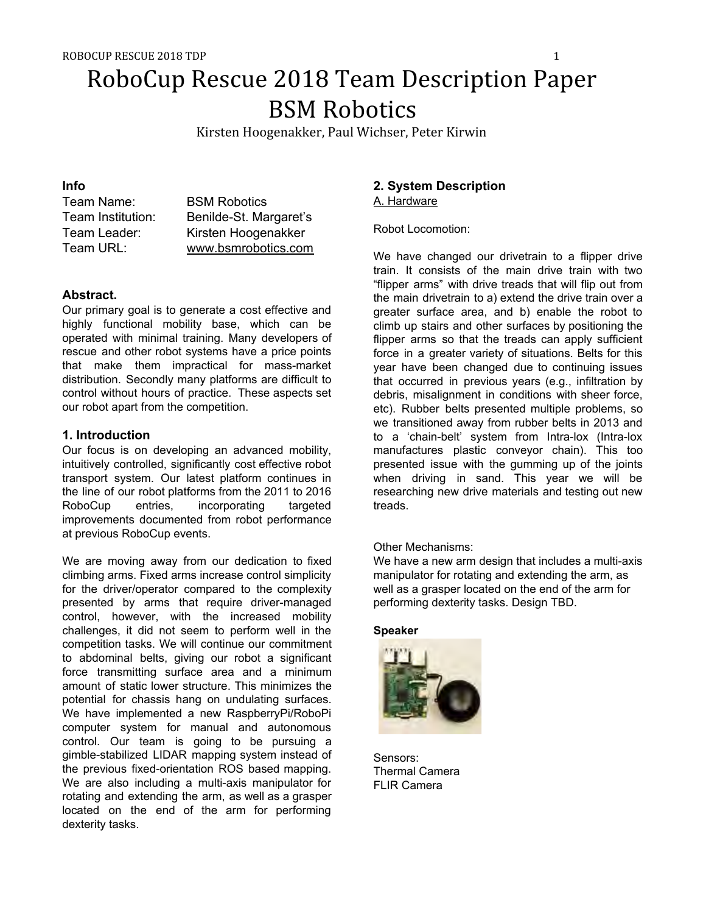# RoboCup Rescue 2018 Team Description Paper
# BSM Robotics

Kirsten Hoogenakker, Paul Wichser, Peter Kirwin

### Info

| | |
|---|---|
| Team Name: | BSM Robotics |
| Team Institution: | Benilde-St. Margaret's |
| Team Leader: | Kirsten Hoogenakker |
| Team URL: | www.bsmrobotics.com |

### Abstract.

Our primary goal is to generate a cost effective and highly functional mobility base, which can be operated with minimal training. Many developers of rescue and other robot systems have a price points that make them impractical for mass-market distribution. Secondly many platforms are difficult to control without hours of practice. These aspects set our robot apart from the competition.

## 1. Introduction

Our focus is on developing an advanced mobility, intuitively controlled, significantly cost effective robot transport system. Our latest platform continues in the line of our robot platforms from the 2011 to 2016 RoboCup entries, incorporating targeted improvements documented from robot performance at previous RoboCup events.

We are moving away from our dedication to fixed climbing arms. Fixed arms increase control simplicity for the driver/operator compared to the complexity presented by arms that require driver-managed control, however, with the increased mobility challenges, it did not seem to perform well in the competition tasks. We will continue our commitment to abdominal belts, giving our robot a significant force transmitting surface area and a minimum amount of static lower structure. This minimizes the potential for chassis hang on undulating surfaces. We have implemented a new RaspberryPi/RoboPi computer system for manual and autonomous control. Our team is going to be pursuing a gimble-stabilized LIDAR mapping system instead of the previous fixed-orientation ROS based mapping. We are also including a multi-axis manipulator for rotating and extending the arm, as well as a grasper located on the end of the arm for performing dexterity tasks.

## 2. System Description

A. Hardware

Robot Locomotion:

We have changed our drivetrain to a flipper drive train. It consists of the main drive train with two "flipper arms" with drive treads that will flip out from the main drivetrain to a) extend the drive train over a greater surface area, and b) enable the robot to climb up stairs and other surfaces by positioning the flipper arms so that the treads can apply sufficient force in a greater variety of situations. Belts for this year have been changed due to continuing issues that occurred in previous years (e.g., infiltration by debris, misalignment in conditions with sheer force, etc). Rubber belts presented multiple problems, so we transitioned away from rubber belts in 2013 and to a 'chain-belt' system from Intra-lox (Intra-lox manufactures plastic conveyor chain). This too presented issue with the gumming up of the joints when driving in sand. This year we will be researching new drive materials and testing out new treads.

Other Mechanisms:

We have a new arm design that includes a multi-axis manipulator for rotating and extending the arm, as well as a grasper located on the end of the arm for performing dexterity tasks. Design TBD.

**Speaker**

Sensors:
Thermal Camera
FLIR Camera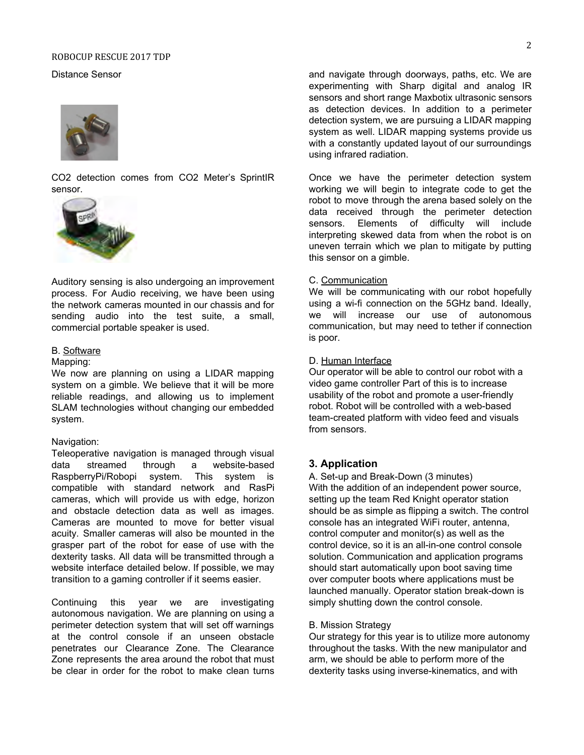Distance Sensor

$CO_2$ detection comes from CO2 Meter's SprintIR sensor.

Auditory sensing is also undergoing an improvement process. For Audio receiving, we have been using the network cameras mounted in our chassis and for sending audio into the test suite, a small, commercial portable speaker is used.

B. Software

Mapping:

We now are planning on using a LIDAR mapping system on a gimble. We believe that it will be more reliable readings, and allowing us to implement SLAM technologies without changing our embedded system.

Navigation:

Teleoperative navigation is managed through visual data streamed through a website-based RaspberryPi/Robopi system. This system is compatible with standard network and RasPi cameras, which will provide us with edge, horizon and obstacle detection data as well as images. Cameras are mounted to move for better visual acuity. Smaller cameras will also be mounted in the grasper part of the robot for ease of use with the dexterity tasks. All data will be transmitted through a website interface detailed below. If possible, we may transition to a gaming controller if it seems easier.

Continuing this year we are investigating autonomous navigation. We are planning on using a perimeter detection system that will set off warnings at the control console if an unseen obstacle penetrates our Clearance Zone. The Clearance Zone represents the area around the robot that must be clear in order for the robot to make clean turns and navigate through doorways, paths, etc. We are experimenting with Sharp digital and analog IR sensors and short range Maxbotix ultrasonic sensors as detection devices. In addition to a perimeter detection system, we are pursuing a LIDAR mapping system as well. LIDAR mapping systems provide us with a constantly updated layout of our surroundings using infrared radiation.

Once we have the perimeter detection system working we will begin to integrate code to get the robot to move through the arena based solely on the data received through the perimeter detection sensors. Elements of difficulty will include interpreting skewed data from when the robot is on uneven terrain which we plan to mitigate by putting this sensor on a gimble.

C. Communication

We will be communicating with our robot hopefully using a wi-fi connection on the 5GHz band. Ideally, we will increase our use of autonomous communication, but may need to tether if connection is poor.

D. Human Interface

Our operator will be able to control our robot with a video game controller Part of this is to increase usability of the robot and promote a user-friendly robot. Robot will be controlled with a web-based team-created platform with video feed and visuals from sensors.

## 3. Application

A. Set-up and Break-Down (3 minutes)

With the addition of an independent power source, setting up the team Red Knight operator station should be as simple as flipping a switch. The control console has an integrated WiFi router, antenna, control computer and monitor(s) as well as the control device, so it is an all-in-one control console solution. Communication and application programs should start automatically upon boot saving time over computer boots where applications must be launched manually. Operator station break-down is simply shutting down the control console.

B. Mission Strategy

Our strategy for this year is to utilize more autonomy throughout the tasks. With the new manipulator and arm, we should be able to perform more of the dexterity tasks using inverse-kinematics, and with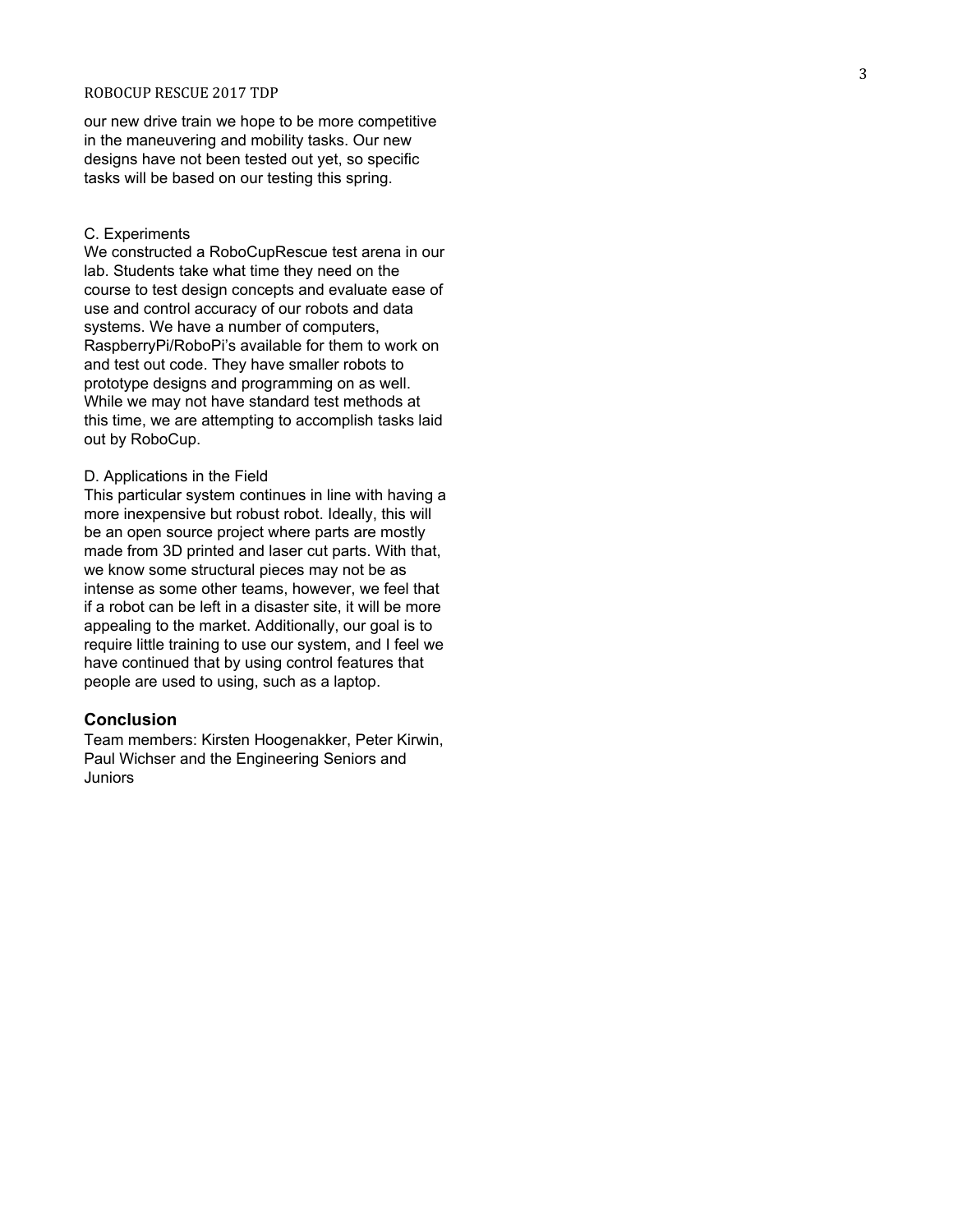our new drive train we hope to be more competitive in the maneuvering and mobility tasks. Our new designs have not been tested out yet, so specific tasks will be based on our testing this spring.

C. Experiments

We constructed a RoboCupRescue test arena in our lab. Students take what time they need on the course to test design concepts and evaluate ease of use and control accuracy of our robots and data systems. We have a number of computers, RaspberryPi/RoboPi's available for them to work on and test out code. They have smaller robots to prototype designs and programming on as well. While we may not have standard test methods at this time, we are attempting to accomplish tasks laid out by RoboCup.

D. Applications in the Field

This particular system continues in line with having a more inexpensive but robust robot. Ideally, this will be an open source project where parts are mostly made from 3D printed and laser cut parts. With that, we know some structural pieces may not be as intense as some other teams, however, we feel that if a robot can be left in a disaster site, it will be more appealing to the market. Additionally, our goal is to require little training to use our system, and I feel we have continued that by using control features that people are used to using, such as a laptop.

## Conclusion

Team members: Kirsten Hoogenakker, Peter Kirwin, Paul Wichser and the Engineering Seniors and Juniors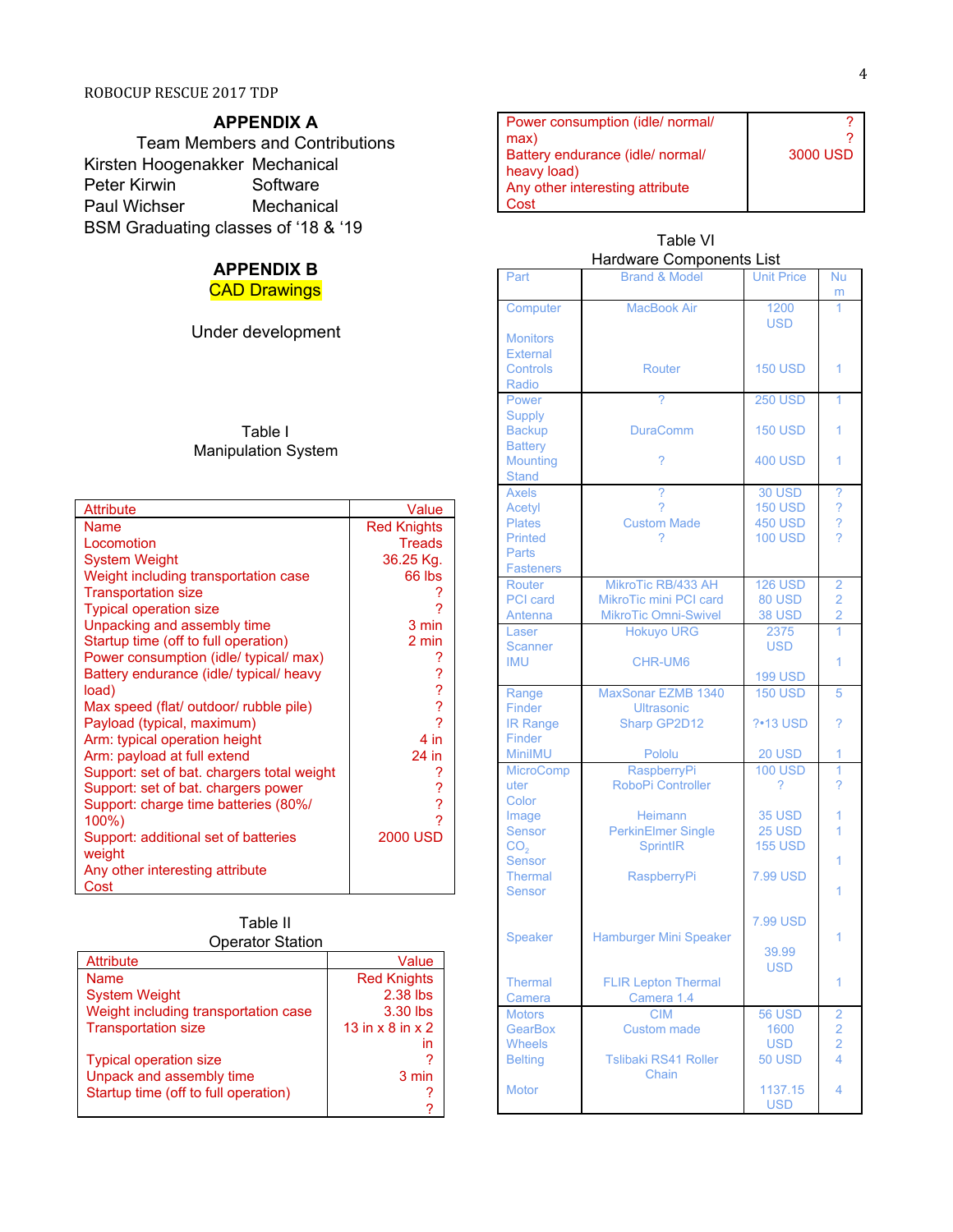## APPENDIX A

Team Members and Contributions

Kirsten Hoogenakker Mechanical
Peter Kirwin Software
Paul Wichser Mechanical
BSM Graduating classes of '18 & '19

## APPENDIX B

CAD Drawings

Under development

Table I
Manipulation System

| Attribute | Value |
|---|---|
| Name | Red Knights |
| Locomotion | Treads |
| System Weight | 36.25 Kg. |
| Weight including transportation case | 66 lbs |
| Transportation size | ? |
| Typical operation size | ? |
| Unpacking and assembly time | 3 min |
| Startup time (off to full operation) | 2 min |
| Power consumption (idle/ typical/ max) | ? |
| Battery endurance (idle/ typical/ heavy load) | ? ? |
| Max speed (flat/ outdoor/ rubble pile) | ? |
| Payload (typical, maximum) | ? |
| Arm: typical operation height | 4 in |
| Arm: payload at full extend | 24 in |
| Support: set of bat. chargers total weight | ? |
| Support: set of bat. chargers power | ? |
| Support: charge time batteries (80%/ 100%) | ? ? |
| Support: additional set of batteries weight | 2000 USD |
| Any other interesting attribute | |
| Cost | |

Table II
Operator Station

| Attribute | Value |
|---|---|
| Name | Red Knights |
| System Weight | 2.38 lbs |
| Weight including transportation case | 3.30 lbs |
| Transportation size | 13 in x 8 in x 2 in |
| Typical operation size | ? |
| Unpack and assembly time | 3 min |
| Startup time (off to full operation) | ? ? |
| Power consumption (idle/ normal/ max) | ? |
| Battery endurance (idle/ normal/ heavy load) | ? |
| Any other interesting attribute | 3000 USD |
| Cost | |

Table VI
Hardware Components List

| Part | Brand & Model | Unit Price | Num |
|---|---|---|---|
| Computer | MacBook Air | 1200 USD | 1 |
| Monitors | | | |
| External Controls | | | |
| Radio | Router | 150 USD | 1 |
| Power Supply | ? | 250 USD | 1 |
| Backup Battery | DuraComm | 150 USD | 1 |
| Mounting Stand | ? | 400 USD | 1 |
| Axels | ? | 30 USD | ? |
| Acetyl | ? | 150 USD | ? |
| Plates | Custom Made | 450 USD | ? |
| Printed Parts | ? | 100 USD | ? |
| Fasteners | | | |
| Router | MikroTic RB/433 AH | 126 USD | 2 |
| PCI card | MikroTic mini PCI card | 80 USD | 2 |
| Antenna | MikroTic Omni-Swivel | 38 USD | 2 |
| Laser Scanner | Hokuyo URG | 2375 USD | 1 |
| IMU | CHR-UM6 | 199 USD | 1 |
| Range Finder | MaxSonar EZMB 1340 Ultrasonic | 150 USD | 5 |
| IR Range Finder | Sharp GP2D12 | ?•13 USD | ? |
| MiniIMU | Pololu | 20 USD | 1 |
| MicroComputer | RaspberryPi RoboPi Controller | 100 USD ? | 1 ? |
| Color Image Sensor | Heimann | 35 USD | 1 |
| $CO_2$ Sensor | PerkinElmer Single SprintIR | 25 USD 155 USD | 1 1 |
| Thermal Sensor | RaspberryPi | 7.99 USD | 1 |
| | | 7.99 USD | |
| Speaker | Hamburger Mini Speaker | 39.99 USD | 1 |
| Thermal Camera | FLIR Lepton Thermal Camera 1.4 | | 1 |
| Motors | CIM | 56 USD | 2 |
| GearBox | Custom made | 1600 USD | 2 |
| Wheels | | | 2 |
| Belting | Tslibaki RS41 Roller Chain | 50 USD | 4 |
| Motor | | 1137.15 USD | 4 |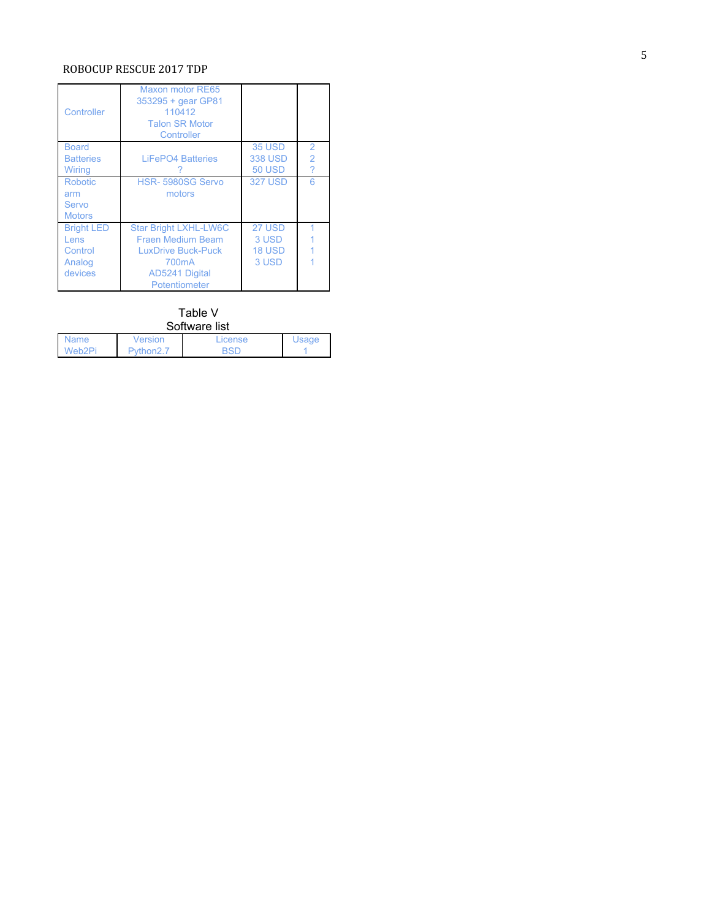| | | | |
|---|---|---|---|
| Controller | Maxon motor RE65 353295 + gear GP81 110412<br>Talon SR Motor Controller | | |
| Board<br>Batteries<br>Wiring | LiFePO4 Batteries<br>? | 35 USD<br>338 USD<br>50 USD | 2<br>2<br>? |
| Robotic arm Servo Motors | HSR- 5980SG Servo motors | 327 USD | 6 |
| Bright LED<br>Lens<br>Control<br>Analog devices | Star Bright LXHL-LW6C<br>Fraen Medium Beam<br>LuxDrive Buck-Puck 700mA<br>AD5241 Digital Potentiometer | 27 USD<br>3 USD<br>18 USD<br>3 USD | 1<br>1<br>1<br>1 |

Table V
Software list

| Name | Version | License | Usage |
|---|---|---|---|
| Web2Pi | Python2.7 | BSD | 1 |